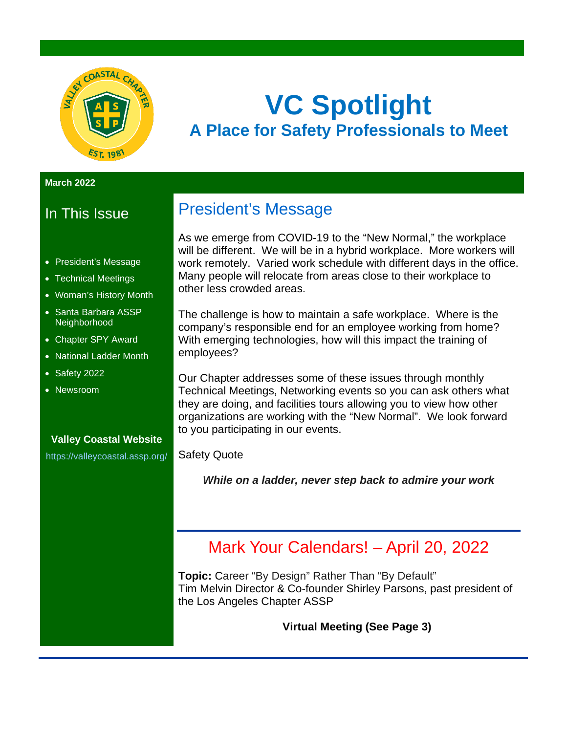# VC Spotlight

## A Place for Safety Professionals to Meet

**March 2022**

## In This Issue

- President's Message
- Technical Meetings
- Woman's History Month
- Santa Barbara ASSP Neighborhood
- Chapter SPY Award
- National Ladder Month
- Safety 2022
- Newsroom

**Valley Coastal Website**

https://valleycoastal.assp.org/

## President's Message

As we emerge from COVID-19 to the "New Normal," the workplace will be different. We will be in a hybrid workplace. More workers will work remotely. Varied work schedule with different days in the office. Many people will relocate from areas close to their workplace to other less crowded areas.

The challenge is how to maintain a safe workplace. Where is the company's responsible end for an employee working from home? With emerging technologies, how will this impact the training of employees?

Our Chapter addresses some of these issues through monthly Technical Meetings, Networking events so you can ask others what they are doing, and facilities tours allowing you to view how other organizations are working with the "New Normal". We look forward to you participating in our events.

Safety Quote

***While on a ladder, never step back to admire your work***

## Mark Your Calendars! – April 20, 2022

**Topic:** Career "By Design" Rather Than "By Default"
Tim Melvin Director & Co-founder Shirley Parsons, past president of the Los Angeles Chapter ASSP

**Virtual Meeting (See Page 3)**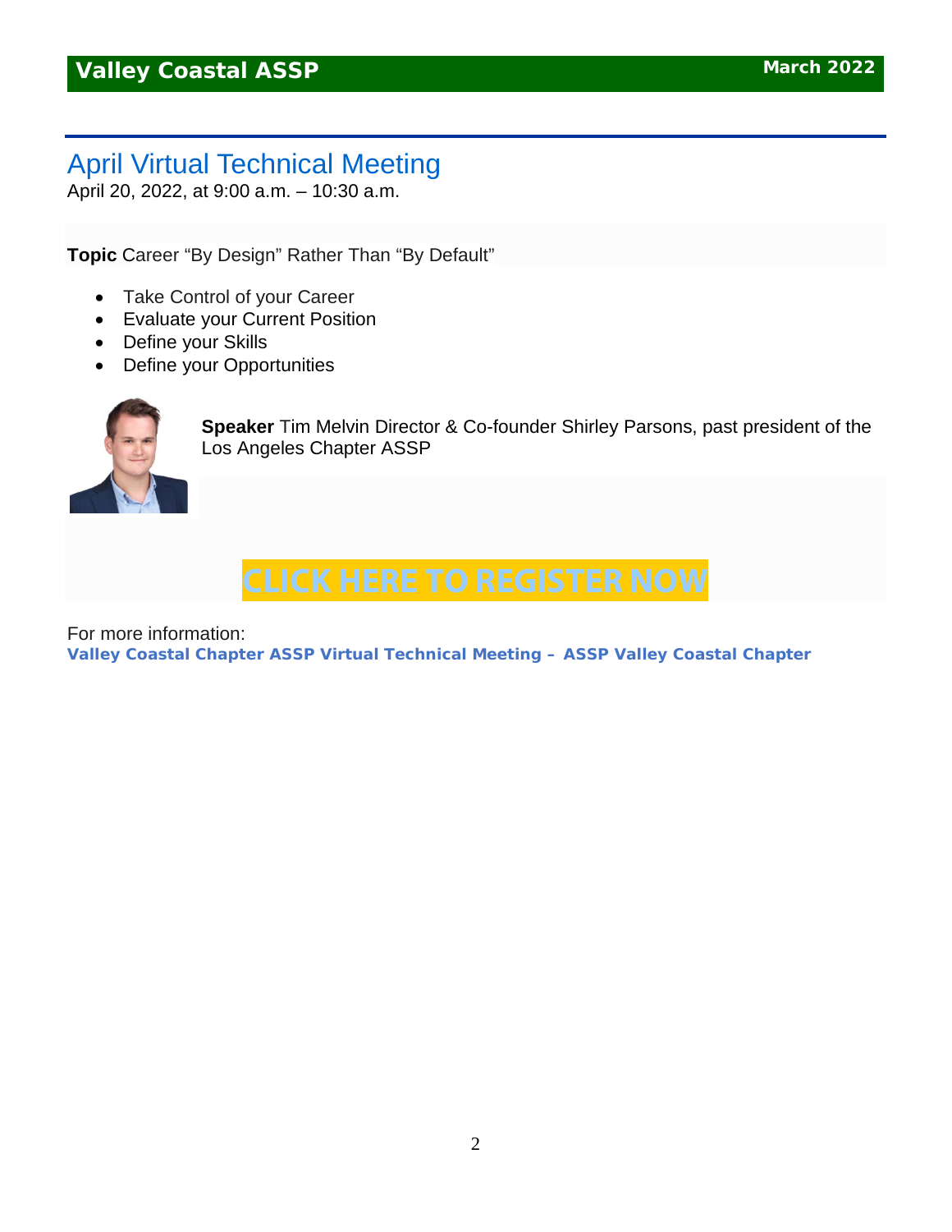## April Virtual Technical Meeting

April 20, 2022, at 9:00 a.m. – 10:30 a.m.

**Topic** Career "By Design" Rather Than "By Default"

- Take Control of your Career
- Evaluate your Current Position
- Define your Skills
- Define your Opportunities

**Speaker** Tim Melvin Director & Co-founder Shirley Parsons, past president of the Los Angeles Chapter ASSP

**CLICK HERE TO REGISTER NOW**

For more information:
**Valley Coastal Chapter ASSP Virtual Technical Meeting – ASSP Valley Coastal Chapter**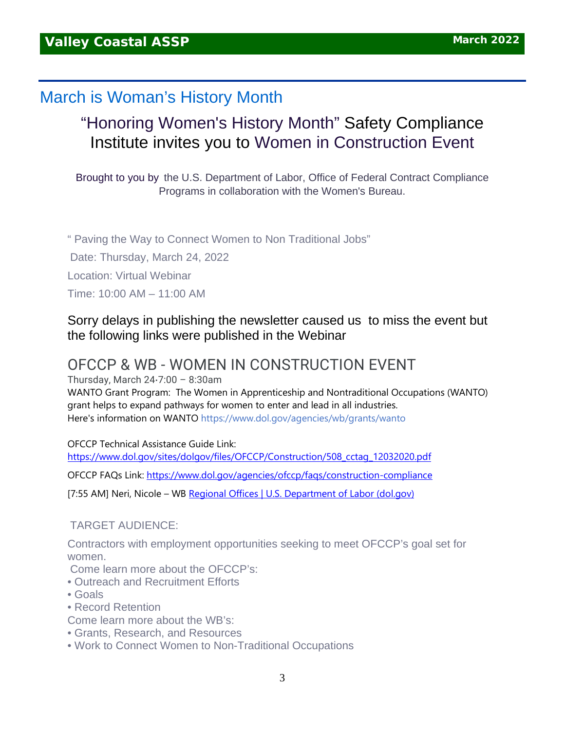# March is Woman's History Month

## "Honoring Women's History Month" Safety Compliance Institute invites you to Women in Construction Event

Brought to you by the U.S. Department of Labor, Office of Federal Contract Compliance Programs in collaboration with the Women's Bureau.

" Paving the Way to Connect Women to Non Traditional Jobs"

Date: Thursday, March 24, 2022

Location: Virtual Webinar

Time: 10:00 AM – 11:00 AM

Sorry delays in publishing the newsletter caused us to miss the event but the following links were published in the Webinar

## OFCCP & WB - WOMEN IN CONSTRUCTION EVENT

Thursday, March 24·7:00 – 8:30am

WANTO Grant Program: The Women in Apprenticeship and Nontraditional Occupations (WANTO) grant helps to expand pathways for women to enter and lead in all industries.

Here's information on WANTO https://www.dol.gov/agencies/wb/grants/wanto

OFCCP Technical Assistance Guide Link: https://www.dol.gov/sites/dolgov/files/OFCCP/Construction/508_cctag_12032020.pdf

OFCCP FAQs Link: https://www.dol.gov/agencies/ofccp/faqs/construction-compliance

[7:55 AM] Neri, Nicole – WB Regional Offices | U.S. Department of Labor (dol.gov)

TARGET AUDIENCE:

Contractors with employment opportunities seeking to meet OFCCP's goal set for women.

Come learn more about the OFCCP's:

- Outreach and Recruitment Efforts
- Goals
- Record Retention

Come learn more about the WB's:

- Grants, Research, and Resources
- Work to Connect Women to Non-Traditional Occupations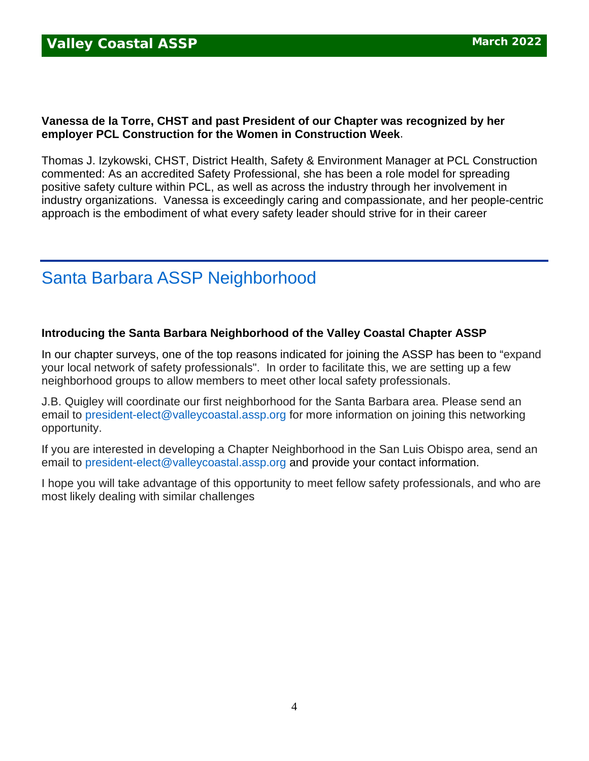**Vanessa de la Torre, CHST and past President of our Chapter was recognized by her employer PCL Construction for the Women in Construction Week**.

Thomas J. Izykowski, CHST, District Health, Safety & Environment Manager at PCL Construction commented: As an accredited Safety Professional, she has been a role model for spreading positive safety culture within PCL, as well as across the industry through her involvement in industry organizations. Vanessa is exceedingly caring and compassionate, and her people-centric approach is the embodiment of what every safety leader should strive for in their career

## Santa Barbara ASSP Neighborhood

**Introducing the Santa Barbara Neighborhood of the Valley Coastal Chapter ASSP**

In our chapter surveys, one of the top reasons indicated for joining the ASSP has been to "expand your local network of safety professionals". In order to facilitate this, we are setting up a few neighborhood groups to allow members to meet other local safety professionals.

J.B. Quigley will coordinate our first neighborhood for the Santa Barbara area. Please send an email to president-elect@valleycoastal.assp.org for more information on joining this networking opportunity.

If you are interested in developing a Chapter Neighborhood in the San Luis Obispo area, send an email to president-elect@valleycoastal.assp.org and provide your contact information.

I hope you will take advantage of this opportunity to meet fellow safety professionals, and who are most likely dealing with similar challenges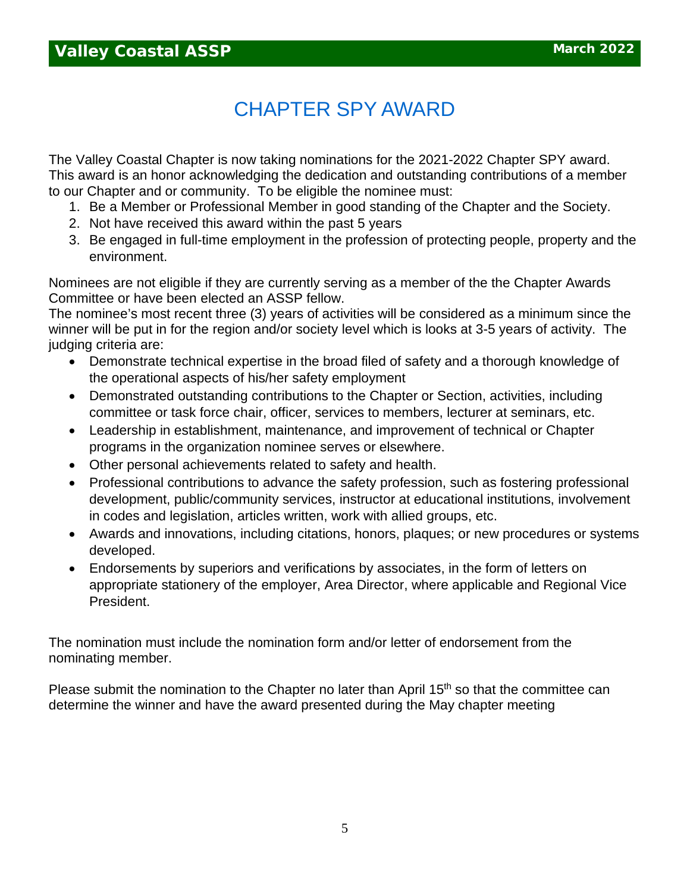# CHAPTER SPY AWARD

The Valley Coastal Chapter is now taking nominations for the 2021-2022 Chapter SPY award. This award is an honor acknowledging the dedication and outstanding contributions of a member to our Chapter and or community. To be eligible the nominee must:

1. Be a Member or Professional Member in good standing of the Chapter and the Society.
2. Not have received this award within the past 5 years
3. Be engaged in full-time employment in the profession of protecting people, property and the environment.

Nominees are not eligible if they are currently serving as a member of the the Chapter Awards Committee or have been elected an ASSP fellow.

The nominee's most recent three (3) years of activities will be considered as a minimum since the winner will be put in for the region and/or society level which is looks at 3-5 years of activity. The judging criteria are:

- Demonstrate technical expertise in the broad filed of safety and a thorough knowledge of the operational aspects of his/her safety employment
- Demonstrated outstanding contributions to the Chapter or Section, activities, including committee or task force chair, officer, services to members, lecturer at seminars, etc.
- Leadership in establishment, maintenance, and improvement of technical or Chapter programs in the organization nominee serves or elsewhere.
- Other personal achievements related to safety and health.
- Professional contributions to advance the safety profession, such as fostering professional development, public/community services, instructor at educational institutions, involvement in codes and legislation, articles written, work with allied groups, etc.
- Awards and innovations, including citations, honors, plaques; or new procedures or systems developed.
- Endorsements by superiors and verifications by associates, in the form of letters on appropriate stationery of the employer, Area Director, where applicable and Regional Vice President.

The nomination must include the nomination form and/or letter of endorsement from the nominating member.

Please submit the nomination to the Chapter no later than April 15th so that the committee can determine the winner and have the award presented during the May chapter meeting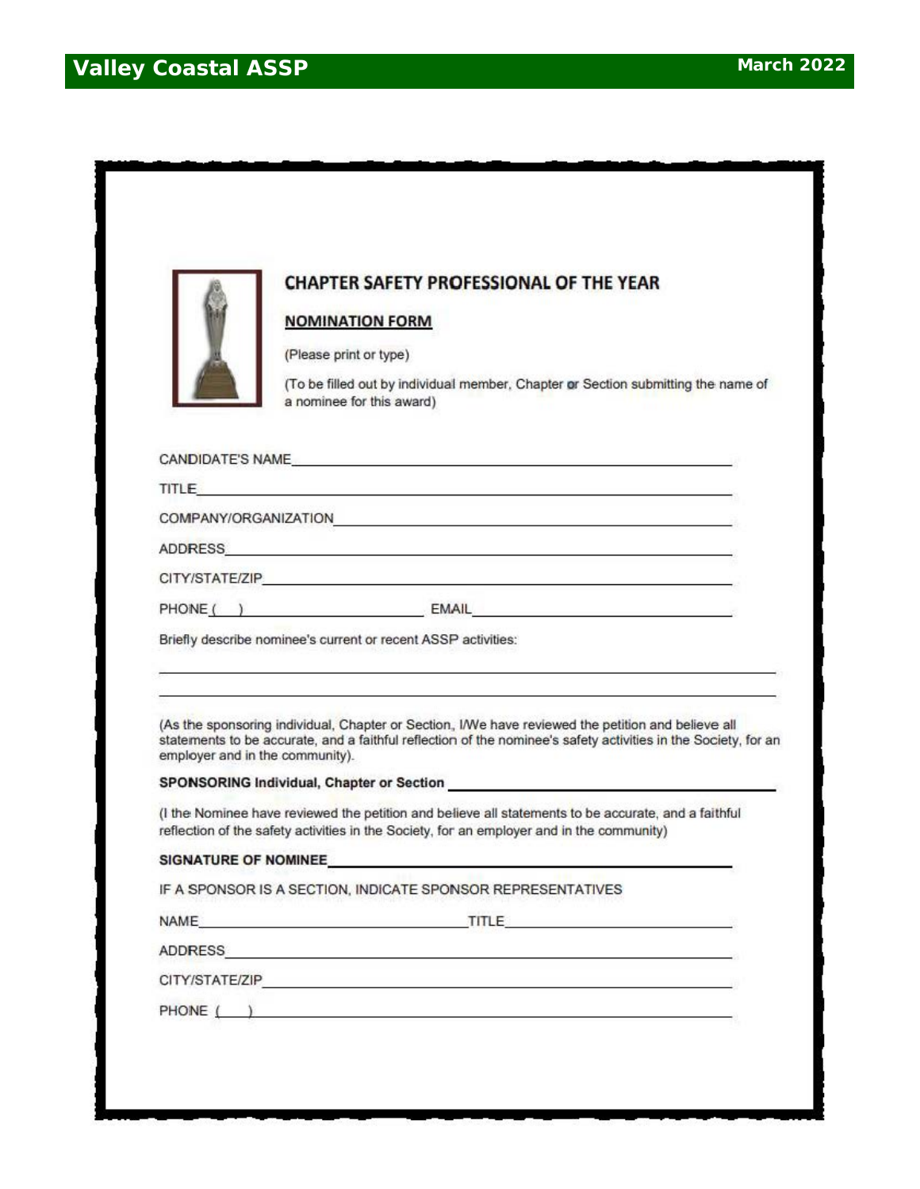## CHAPTER SAFETY PROFESSIONAL OF THE YEAR

### NOMINATION FORM

(Please print or type)

(To be filled out by individual member, Chapter or Section submitting the name of a nominee for this award)

CANDIDATE'S NAME\_\_\_\_\_\_\_\_\_\_\_\_\_\_\_\_\_\_\_\_\_\_\_\_\_\_\_\_\_\_\_\_\_\_\_\_\_\_\_\_

TITLE\_\_\_\_\_\_\_\_\_\_\_\_\_\_\_\_\_\_\_\_\_\_\_\_\_\_\_\_\_\_\_\_\_\_\_\_\_\_\_\_\_\_\_\_\_\_\_\_\_\_

COMPANY/ORGANIZATION\_\_\_\_\_\_\_\_\_\_\_\_\_\_\_\_\_\_\_\_\_\_\_\_\_\_\_\_\_\_\_\_\_\_\_\_

ADDRESS\_\_\_\_\_\_\_\_\_\_\_\_\_\_\_\_\_\_\_\_\_\_\_\_\_\_\_\_\_\_\_\_\_\_\_\_\_\_\_\_\_\_\_\_\_\_

CITY/STATE/ZIP\_\_\_\_\_\_\_\_\_\_\_\_\_\_\_\_\_\_\_\_\_\_\_\_\_\_\_\_\_\_\_\_\_\_\_\_\_\_\_\_\_

PHONE (    ) \_\_\_\_\_\_\_\_\_\_\_\_\_\_\_\_\_\_\_\_ EMAIL\_\_\_\_\_\_\_\_\_\_\_\_\_\_\_\_\_\_\_\_\_\_\_\_

Briefly describe nominee's current or recent ASSP activities:

\_\_\_\_\_\_\_\_\_\_\_\_\_\_\_\_\_\_\_\_\_\_\_\_\_\_\_\_\_\_\_\_\_\_\_\_\_\_\_\_\_\_\_\_\_\_\_\_\_\_\_\_\_\_\_\_\_

\_\_\_\_\_\_\_\_\_\_\_\_\_\_\_\_\_\_\_\_\_\_\_\_\_\_\_\_\_\_\_\_\_\_\_\_\_\_\_\_\_\_\_\_\_\_\_\_\_\_\_\_\_\_\_\_\_

(As the sponsoring individual, Chapter or Section, I/We have reviewed the petition and believe all statements to be accurate, and a faithful reflection of the nominee's safety activities in the Society, for an employer and in the community).

**SPONSORING Individual, Chapter or Section** \_\_\_\_\_\_\_\_\_\_\_\_\_\_\_\_\_\_\_\_\_\_\_\_\_\_\_\_\_\_

(I the Nominee have reviewed the petition and believe all statements to be accurate, and a faithful reflection of the safety activities in the Society, for an employer and in the community)

**SIGNATURE OF NOMINEE**\_\_\_\_\_\_\_\_\_\_\_\_\_\_\_\_\_\_\_\_\_\_\_\_\_\_\_\_\_\_\_\_\_\_\_\_\_

IF A SPONSOR IS A SECTION, INDICATE SPONSOR REPRESENTATIVES

NAME\_\_\_\_\_\_\_\_\_\_\_\_\_\_\_\_\_\_\_\_\_\_\_\_\_\_\_\_\_\_TITLE\_\_\_\_\_\_\_\_\_\_\_\_\_\_\_\_\_\_\_\_\_\_\_\_

ADDRESS\_\_\_\_\_\_\_\_\_\_\_\_\_\_\_\_\_\_\_\_\_\_\_\_\_\_\_\_\_\_\_\_\_\_\_\_\_\_\_\_\_\_\_\_\_\_

CITY/STATE/ZIP\_\_\_\_\_\_\_\_\_\_\_\_\_\_\_\_\_\_\_\_\_\_\_\_\_\_\_\_\_\_\_\_\_\_\_\_\_\_\_\_\_

PHONE (    ) \_\_\_\_\_\_\_\_\_\_\_\_\_\_\_\_\_\_\_\_\_\_\_\_\_\_\_\_\_\_\_\_\_\_\_\_\_\_\_\_\_\_\_\_\_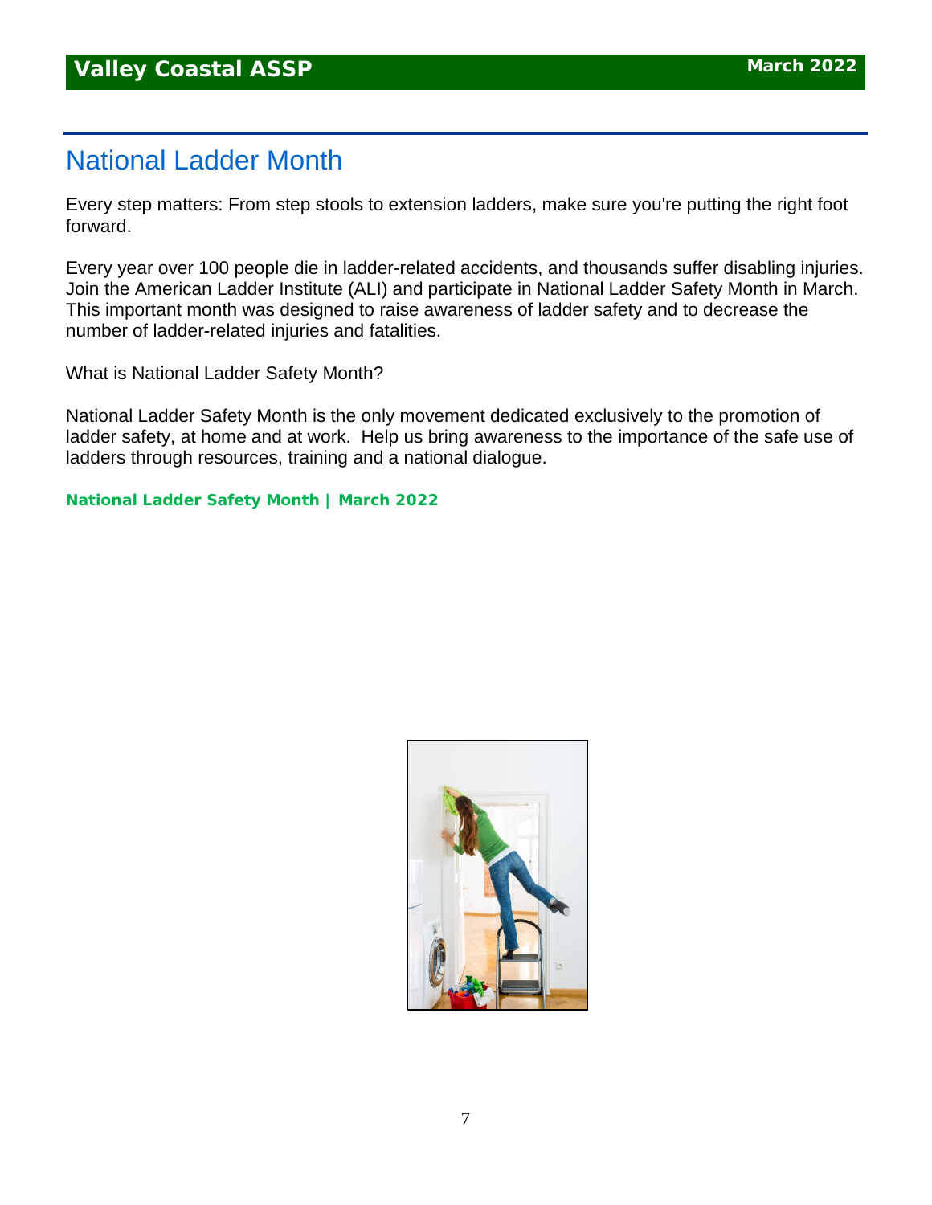# National Ladder Month

Every step matters: From step stools to extension ladders, make sure you're putting the right foot forward.

Every year over 100 people die in ladder-related accidents, and thousands suffer disabling injuries. Join the American Ladder Institute (ALI) and participate in National Ladder Safety Month in March. This important month was designed to raise awareness of ladder safety and to decrease the number of ladder-related injuries and fatalities.

What is National Ladder Safety Month?

National Ladder Safety Month is the only movement dedicated exclusively to the promotion of ladder safety, at home and at work. Help us bring awareness to the importance of the safe use of ladders through resources, training and a national dialogue.

**National Ladder Safety Month | March 2022**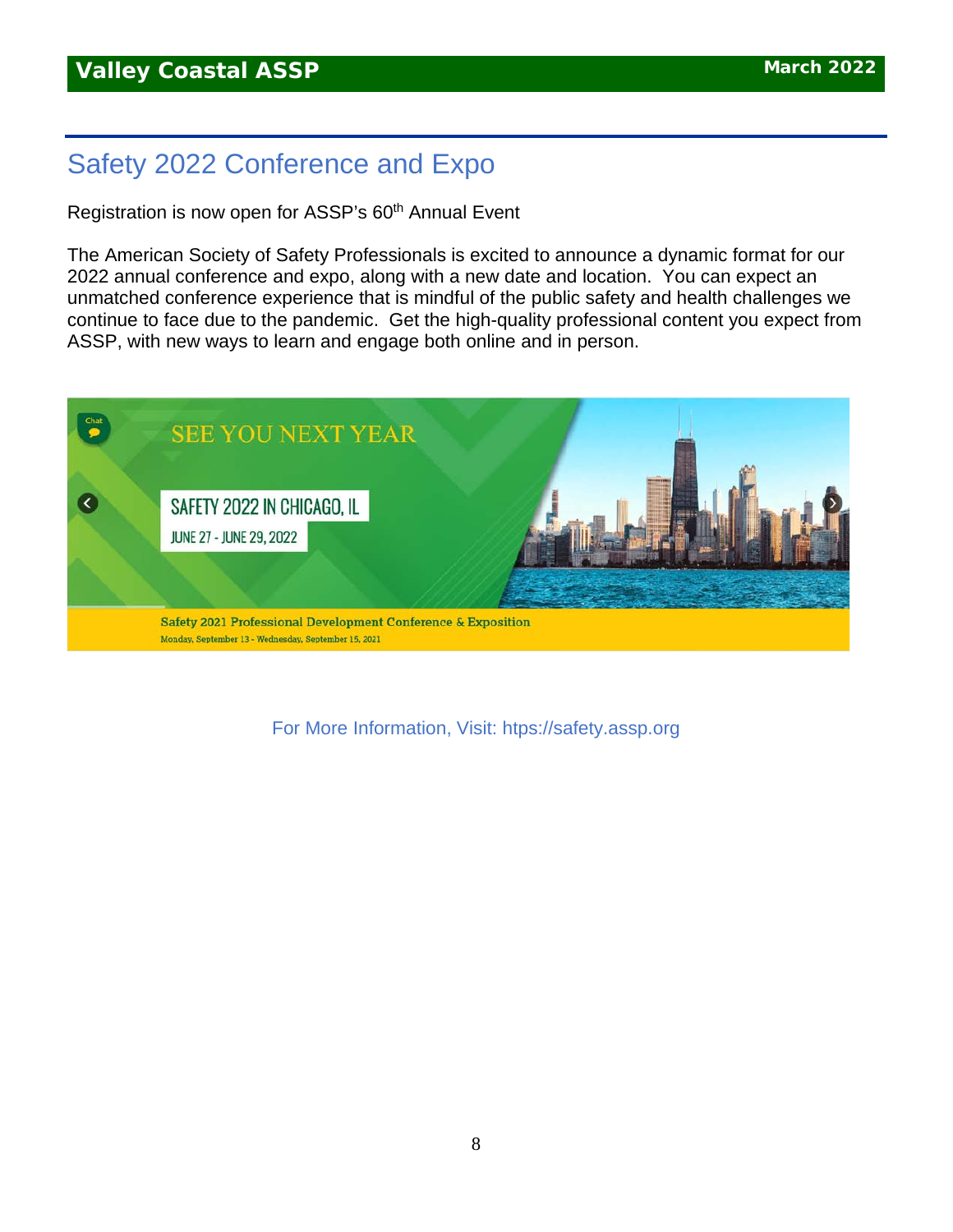# Safety 2022 Conference and Expo

Registration is now open for ASSP's 60th Annual Event

The American Society of Safety Professionals is excited to announce a dynamic format for our 2022 annual conference and expo, along with a new date and location. You can expect an unmatched conference experience that is mindful of the public safety and health challenges we continue to face due to the pandemic. Get the high-quality professional content you expect from ASSP, with new ways to learn and engage both online and in person.

SEE YOU NEXT YEAR

SAFETY 2022 IN CHICAGO, IL

JUNE 27 - JUNE 29, 2022

Safety 2021 Professional Development Conference & Exposition

Monday, September 13 - Wednesday, September 15, 2021

For More Information, Visit: htps://safety.assp.org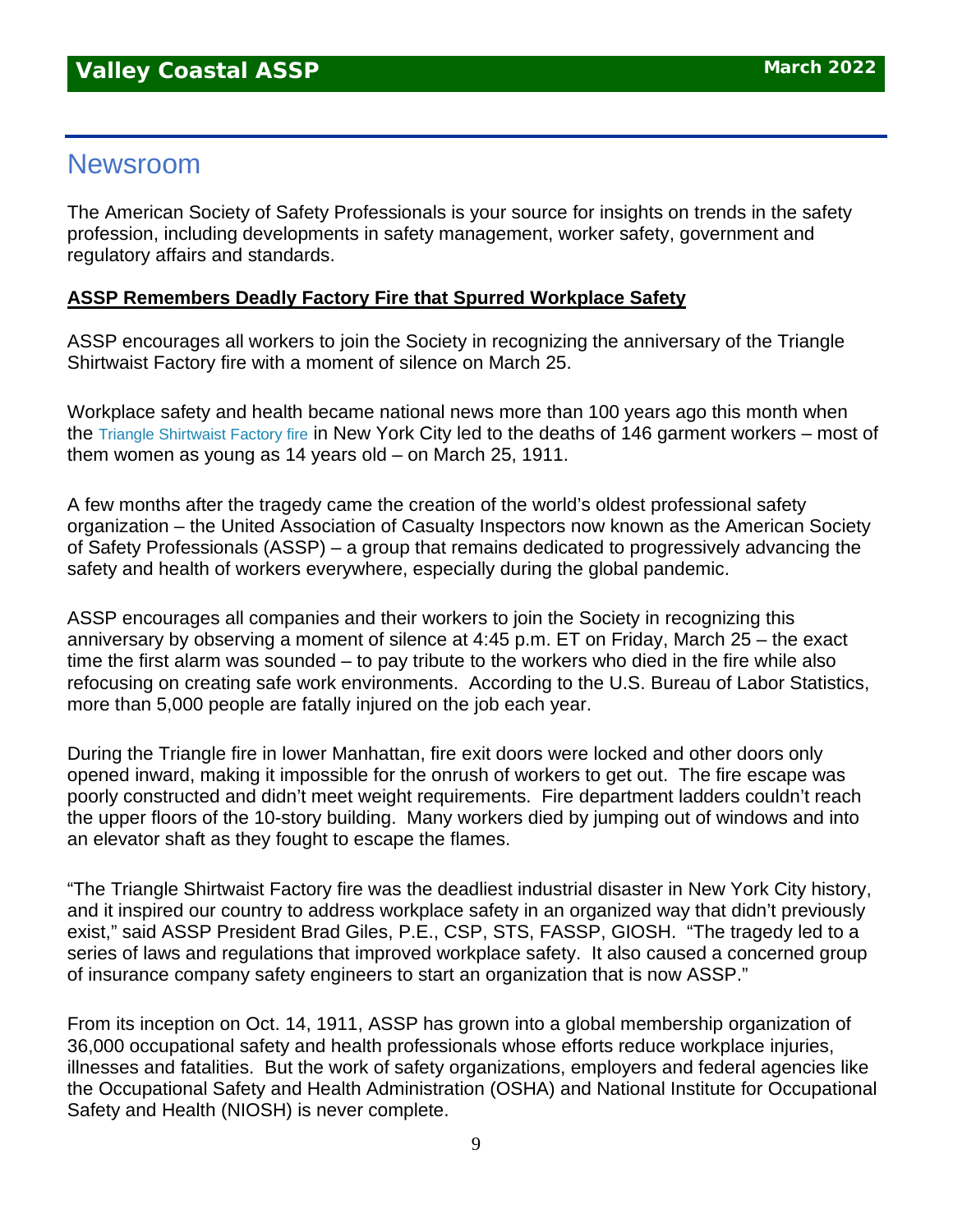# Newsroom

The American Society of Safety Professionals is your source for insights on trends in the safety profession, including developments in safety management, worker safety, government and regulatory affairs and standards.

**ASSP Remembers Deadly Factory Fire that Spurred Workplace Safety**

ASSP encourages all workers to join the Society in recognizing the anniversary of the Triangle Shirtwaist Factory fire with a moment of silence on March 25.

Workplace safety and health became national news more than 100 years ago this month when the Triangle Shirtwaist Factory fire in New York City led to the deaths of 146 garment workers – most of them women as young as 14 years old – on March 25, 1911.

A few months after the tragedy came the creation of the world's oldest professional safety organization – the United Association of Casualty Inspectors now known as the American Society of Safety Professionals (ASSP) – a group that remains dedicated to progressively advancing the safety and health of workers everywhere, especially during the global pandemic.

ASSP encourages all companies and their workers to join the Society in recognizing this anniversary by observing a moment of silence at 4:45 p.m. ET on Friday, March 25 – the exact time the first alarm was sounded – to pay tribute to the workers who died in the fire while also refocusing on creating safe work environments. According to the U.S. Bureau of Labor Statistics, more than 5,000 people are fatally injured on the job each year.

During the Triangle fire in lower Manhattan, fire exit doors were locked and other doors only opened inward, making it impossible for the onrush of workers to get out. The fire escape was poorly constructed and didn't meet weight requirements. Fire department ladders couldn't reach the upper floors of the 10-story building. Many workers died by jumping out of windows and into an elevator shaft as they fought to escape the flames.

"The Triangle Shirtwaist Factory fire was the deadliest industrial disaster in New York City history, and it inspired our country to address workplace safety in an organized way that didn't previously exist," said ASSP President Brad Giles, P.E., CSP, STS, FASSP, GIOSH. "The tragedy led to a series of laws and regulations that improved workplace safety. It also caused a concerned group of insurance company safety engineers to start an organization that is now ASSP."

From its inception on Oct. 14, 1911, ASSP has grown into a global membership organization of 36,000 occupational safety and health professionals whose efforts reduce workplace injuries, illnesses and fatalities. But the work of safety organizations, employers and federal agencies like the Occupational Safety and Health Administration (OSHA) and National Institute for Occupational Safety and Health (NIOSH) is never complete.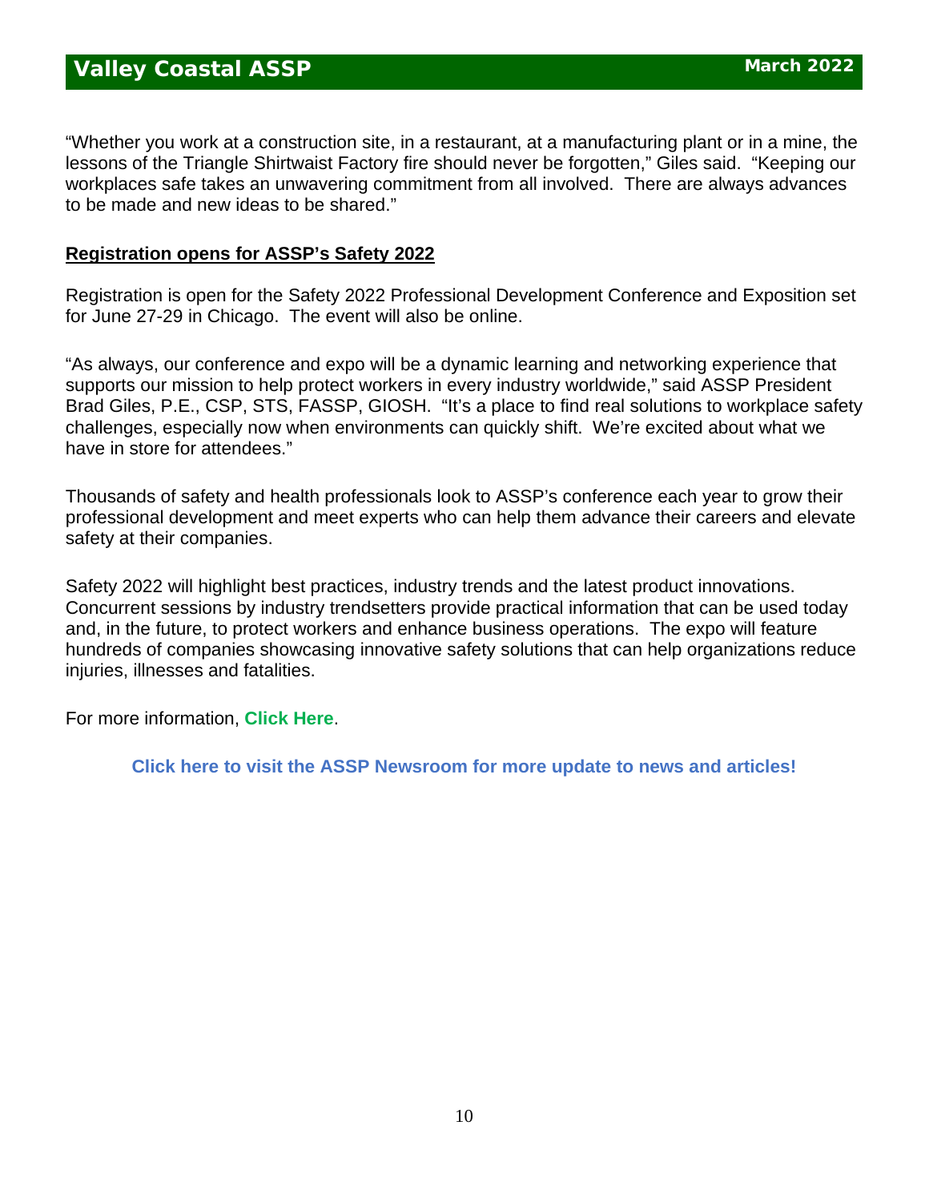"Whether you work at a construction site, in a restaurant, at a manufacturing plant or in a mine, the lessons of the Triangle Shirtwaist Factory fire should never be forgotten," Giles said. "Keeping our workplaces safe takes an unwavering commitment from all involved. There are always advances to be made and new ideas to be shared."

## Registration opens for ASSP's Safety 2022

Registration is open for the Safety 2022 Professional Development Conference and Exposition set for June 27-29 in Chicago. The event will also be online.

"As always, our conference and expo will be a dynamic learning and networking experience that supports our mission to help protect workers in every industry worldwide," said ASSP President Brad Giles, P.E., CSP, STS, FASSP, GIOSH. "It's a place to find real solutions to workplace safety challenges, especially now when environments can quickly shift. We're excited about what we have in store for attendees."

Thousands of safety and health professionals look to ASSP's conference each year to grow their professional development and meet experts who can help them advance their careers and elevate safety at their companies.

Safety 2022 will highlight best practices, industry trends and the latest product innovations. Concurrent sessions by industry trendsetters provide practical information that can be used today and, in the future, to protect workers and enhance business operations. The expo will feature hundreds of companies showcasing innovative safety solutions that can help organizations reduce injuries, illnesses and fatalities.

For more information, **Click Here**.

**Click here to visit the ASSP Newsroom for more update to news and articles!**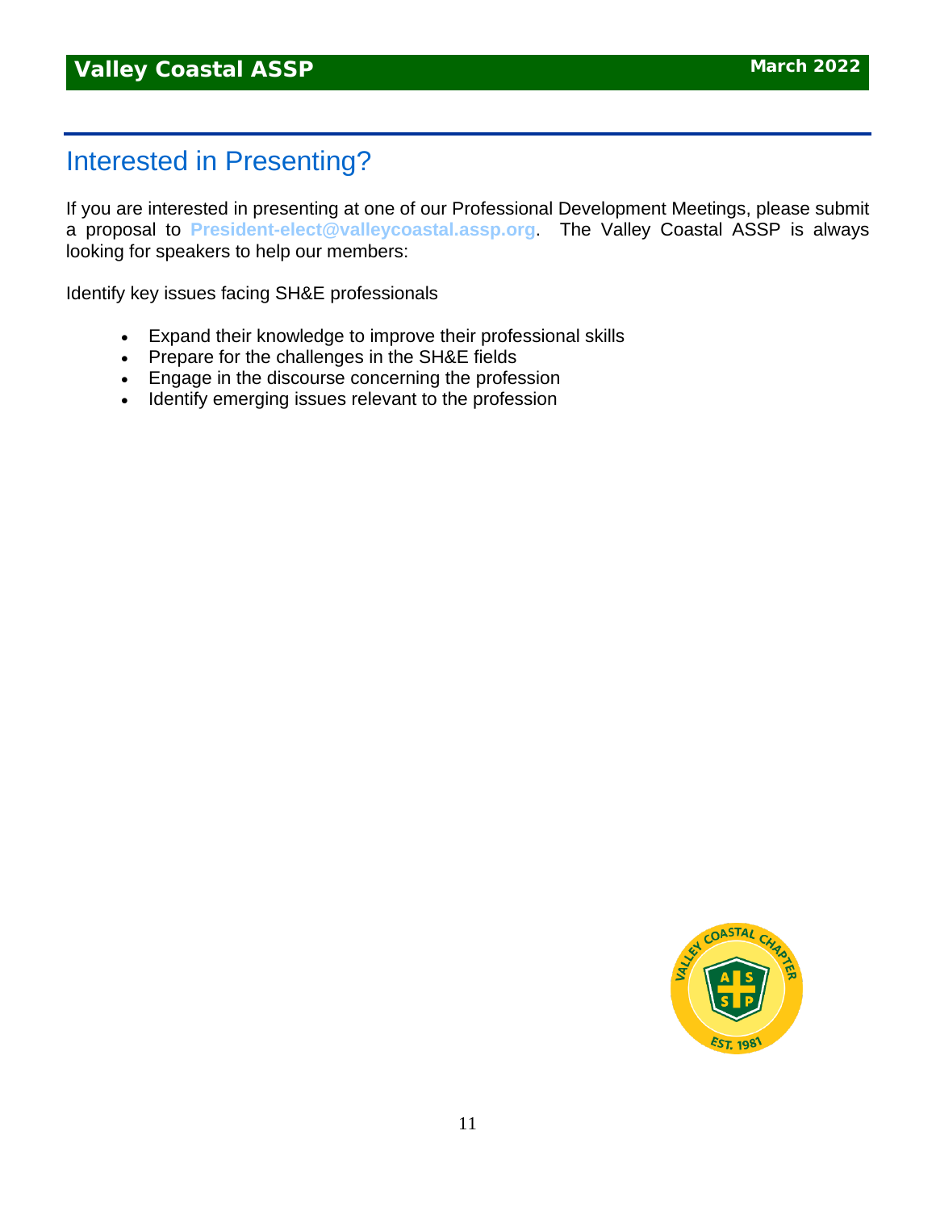## Interested in Presenting?

If you are interested in presenting at one of our Professional Development Meetings, please submit a proposal to **President-elect@valleycoastal.assp.org**. The Valley Coastal ASSP is always looking for speakers to help our members:

Identify key issues facing SH&E professionals

- Expand their knowledge to improve their professional skills
- Prepare for the challenges in the SH&E fields
- Engage in the discourse concerning the profession
- Identify emerging issues relevant to the profession